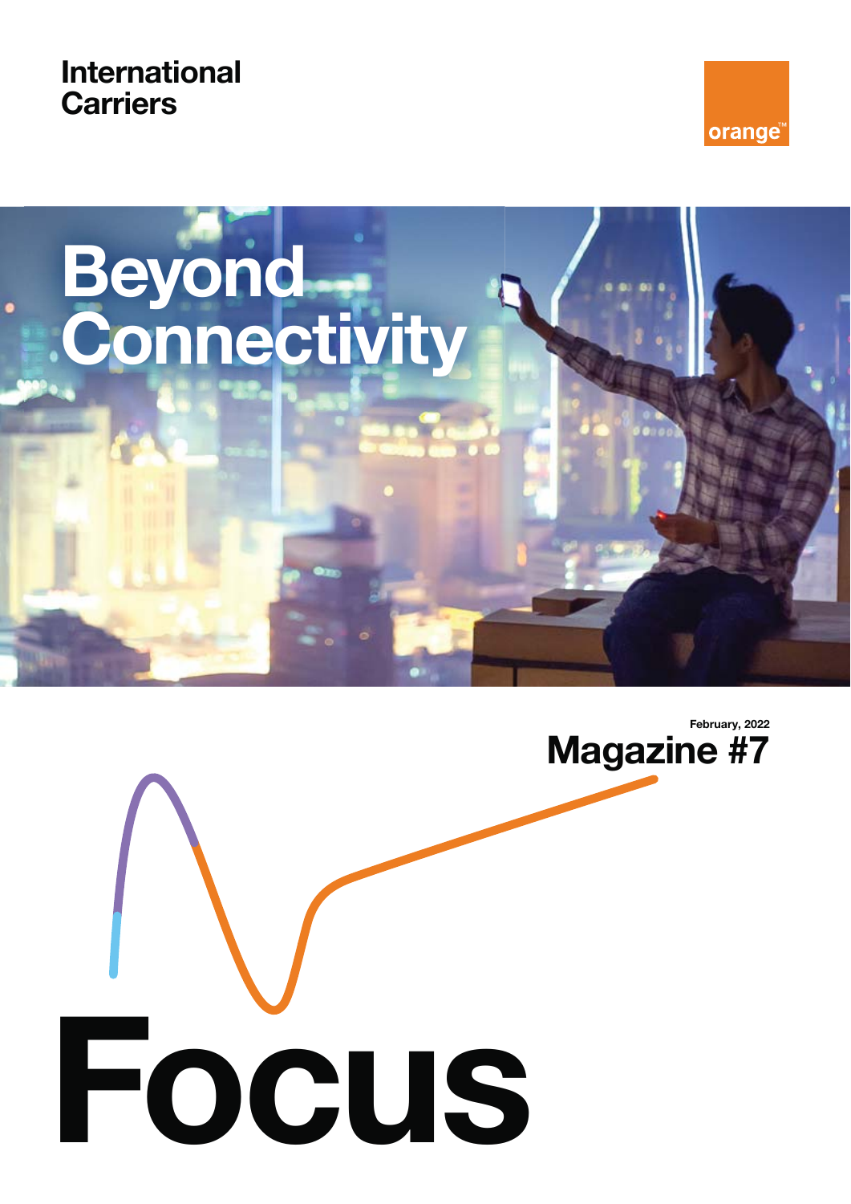International Carriers

orange™

# Beyond Connectivity

February, 2022

## Magazine #7

# Focus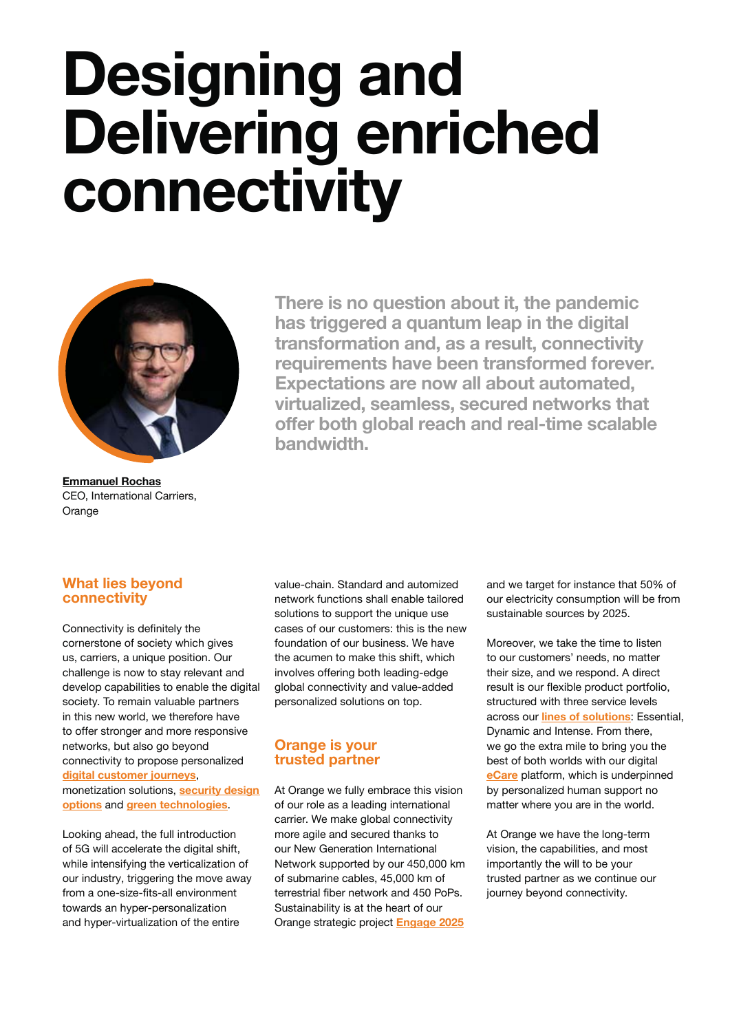# Designing and Delivering enriched connectivity

**There is no question about it, the pandemic has triggered a quantum leap in the digital transformation and, as a result, connectivity requirements have been transformed forever. Expectations are now all about automated, virtualized, seamless, secured networks that offer both global reach and real-time scalable bandwidth.**

**Emmanuel Rochas**
CEO, International Carriers, Orange

## What lies beyond connectivity

Connectivity is definitely the cornerstone of society which gives us, carriers, a unique position. Our challenge is now to stay relevant and develop capabilities to enable the digital society. To remain valuable partners in this new world, we therefore have to offer stronger and more responsive networks, but also go beyond connectivity to propose personalized digital customer journeys, monetization solutions, security design options and green technologies.

Looking ahead, the full introduction of 5G will accelerate the digital shift, while intensifying the verticalization of our industry, triggering the move away from a one-size-fits-all environment towards an hyper-personalization and hyper-virtualization of the entire value-chain. Standard and automized network functions shall enable tailored solutions to support the unique use cases of our customers: this is the new foundation of our business. We have the acumen to make this shift, which involves offering both leading-edge global connectivity and value-added personalized solutions on top.

## Orange is your trusted partner

At Orange we fully embrace this vision of our role as a leading international carrier. We make global connectivity more agile and secured thanks to our New Generation International Network supported by our 450,000 km of submarine cables, 45,000 km of terrestrial fiber network and 450 PoPs. Sustainability is at the heart of our Orange strategic project Engage 2025 and we target for instance that 50% of our electricity consumption will be from sustainable sources by 2025.

Moreover, we take the time to listen to our customers' needs, no matter their size, and we respond. A direct result is our flexible product portfolio, structured with three service levels across our lines of solutions: Essential, Dynamic and Intense. From there, we go the extra mile to bring you the best of both worlds with our digital eCare platform, which is underpinned by personalized human support no matter where you are in the world.

At Orange we have the long-term vision, the capabilities, and most importantly the will to be your trusted partner as we continue our journey beyond connectivity.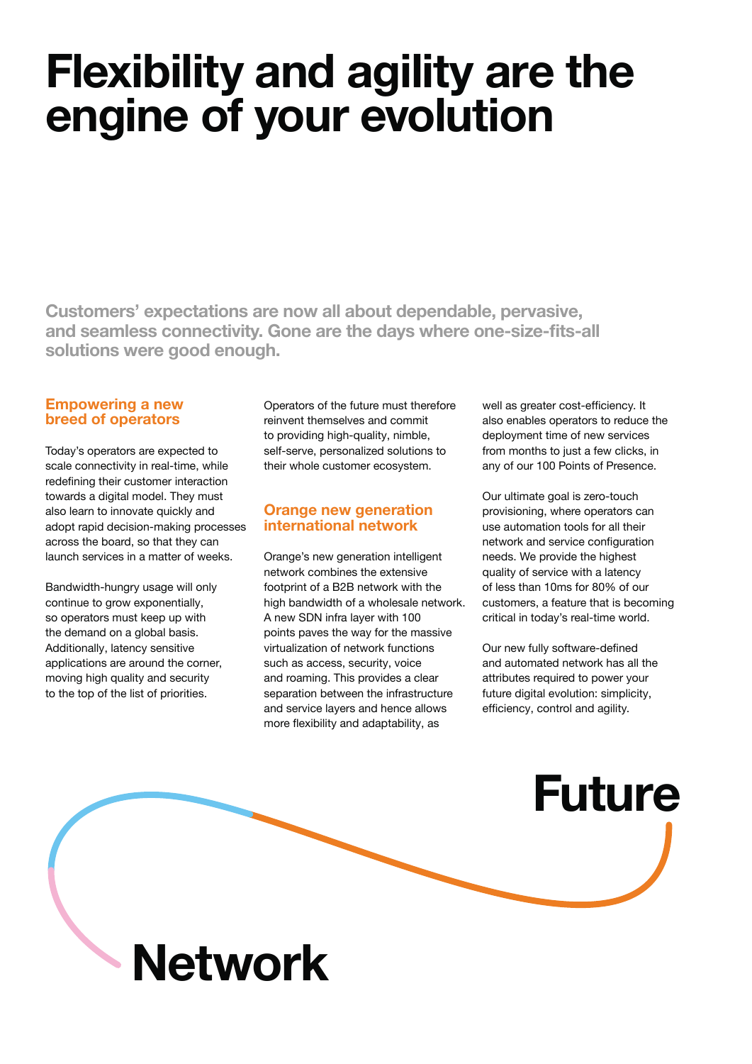# Flexibility and agility are the engine of your evolution

**Customers' expectations are now all about dependable, pervasive, and seamless connectivity. Gone are the days where one-size-fits-all solutions were good enough.**

## Empowering a new breed of operators

Today's operators are expected to scale connectivity in real-time, while redefining their customer interaction towards a digital model. They must also learn to innovate quickly and adopt rapid decision-making processes across the board, so that they can launch services in a matter of weeks.

Bandwidth-hungry usage will only continue to grow exponentially, so operators must keep up with the demand on a global basis. Additionally, latency sensitive applications are around the corner, moving high quality and security to the top of the list of priorities.

Operators of the future must therefore reinvent themselves and commit to providing high-quality, nimble, self-serve, personalized solutions to their whole customer ecosystem.

## Orange new generation international network

Orange's new generation intelligent network combines the extensive footprint of a B2B network with the high bandwidth of a wholesale network. A new SDN infra layer with 100 points paves the way for the massive virtualization of network functions such as access, security, voice and roaming. This provides a clear separation between the infrastructure and service layers and hence allows more flexibility and adaptability, as well as greater cost-efficiency. It also enables operators to reduce the deployment time of new services from months to just a few clicks, in any of our 100 Points of Presence.

Our ultimate goal is zero-touch provisioning, where operators can use automation tools for all their network and service configuration needs. We provide the highest quality of service with a latency of less than 10ms for 80% of our customers, a feature that is becoming critical in today's real-time world.

Our new fully software-defined and automated network has all the attributes required to power your future digital evolution: simplicity, efficiency, control and agility.

Future

Network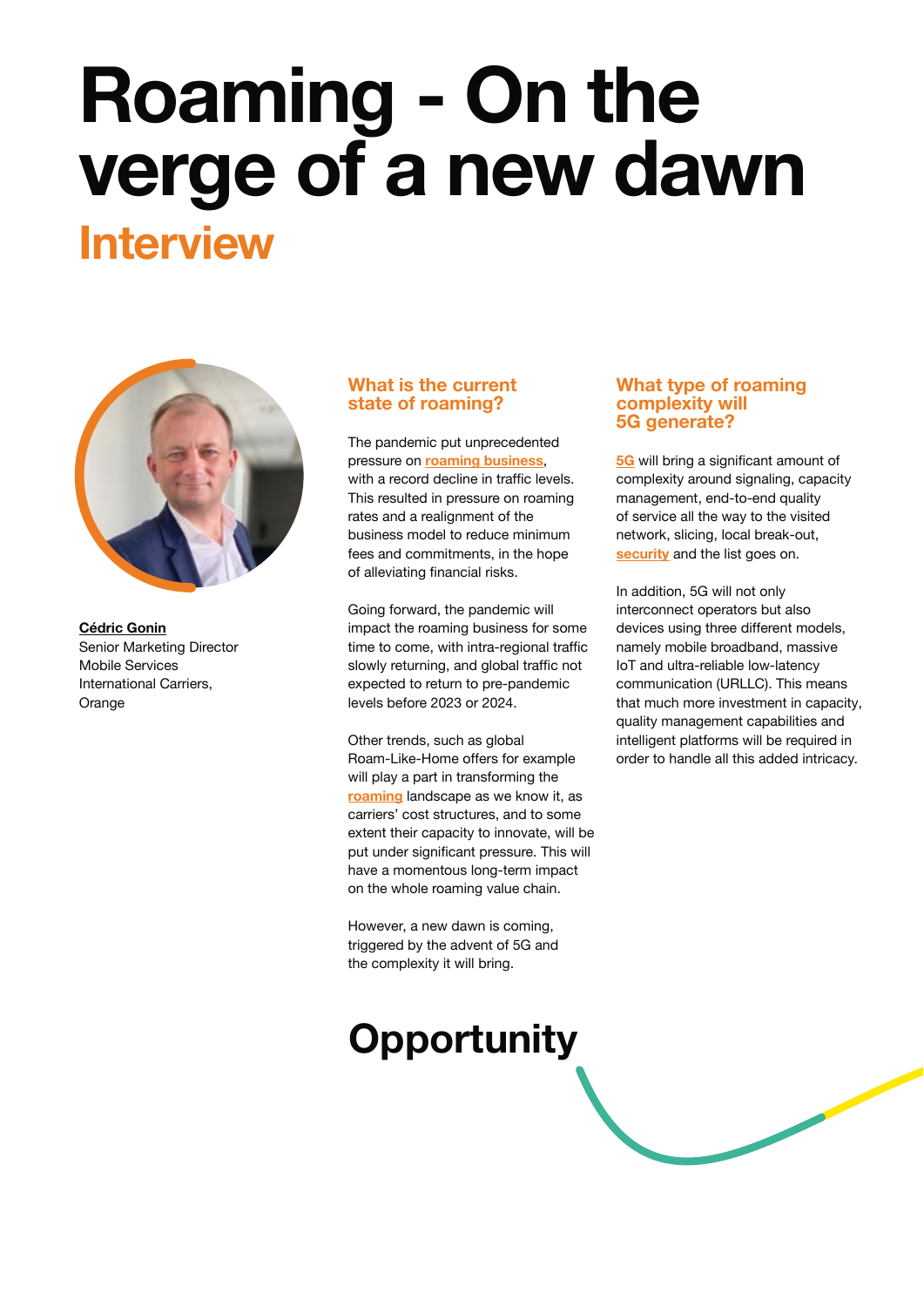# Roaming - On the verge of a new dawn

## Interview

**Cédric Gonin**
Senior Marketing Director
Mobile Services
International Carriers,
Orange

### What is the current state of roaming?

The pandemic put unprecedented pressure on roaming business, with a record decline in traffic levels. This resulted in pressure on roaming rates and a realignment of the business model to reduce minimum fees and commitments, in the hope of alleviating financial risks.

Going forward, the pandemic will impact the roaming business for some time to come, with intra-regional traffic slowly returning, and global traffic not expected to return to pre-pandemic levels before 2023 or 2024.

Other trends, such as global Roam-Like-Home offers for example will play a part in transforming the roaming landscape as we know it, as carriers' cost structures, and to some extent their capacity to innovate, will be put under significant pressure. This will have a momentous long-term impact on the whole roaming value chain.

However, a new dawn is coming, triggered by the advent of 5G and the complexity it will bring.

### What type of roaming complexity will 5G generate?

5G will bring a significant amount of complexity around signaling, capacity management, end-to-end quality of service all the way to the visited network, slicing, local break-out, security and the list goes on.

In addition, 5G will not only interconnect operators but also devices using three different models, namely mobile broadband, massive IoT and ultra-reliable low-latency communication (URLLC). This means that much more investment in capacity, quality management capabilities and intelligent platforms will be required in order to handle all this added intricacy.

## Opportunity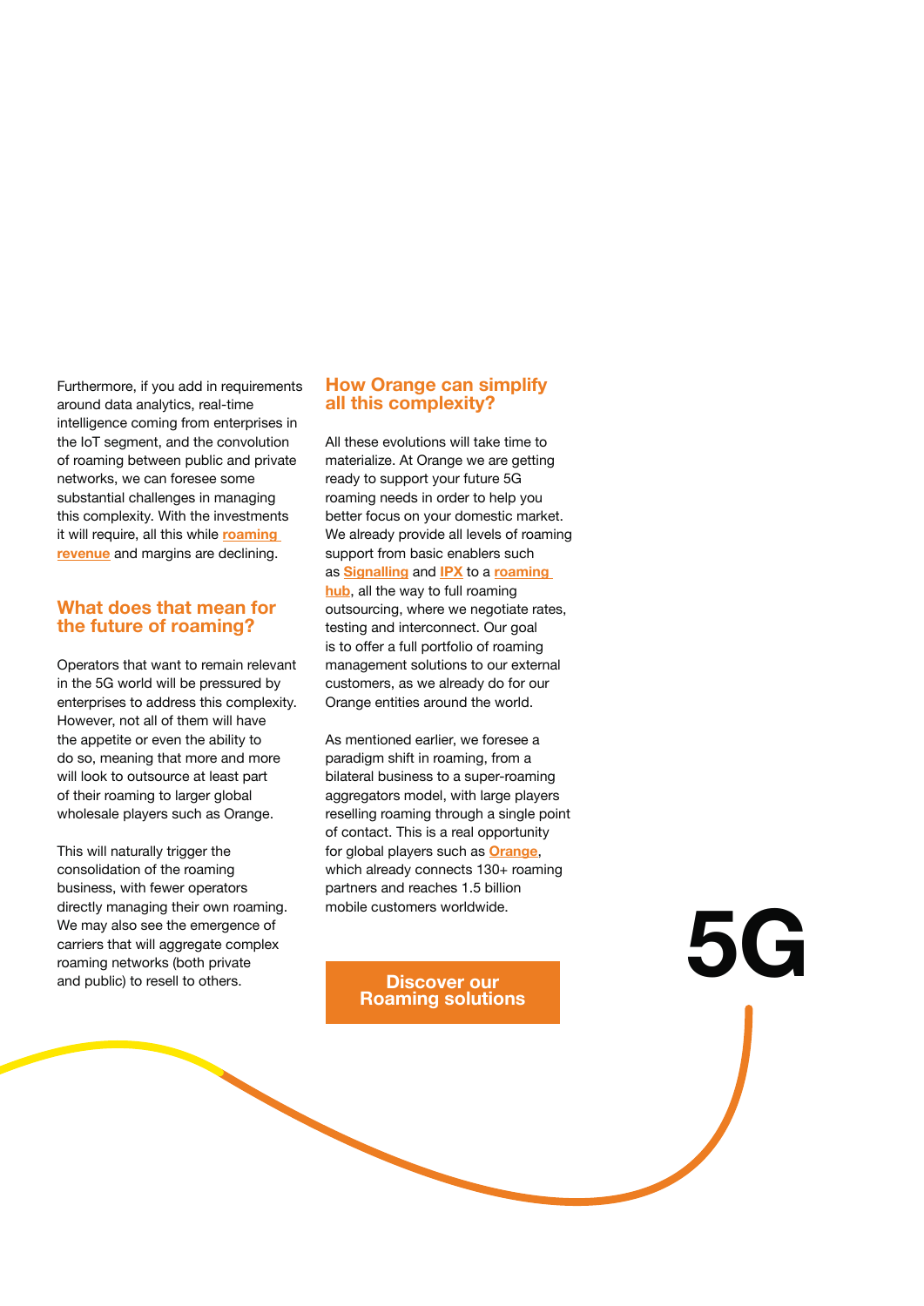Furthermore, if you add in requirements around data analytics, real-time intelligence coming from enterprises in the IoT segment, and the convolution of roaming between public and private networks, we can foresee some substantial challenges in managing this complexity. With the investments it will require, all this while **roaming revenue** and margins are declining.

## What does that mean for the future of roaming?

Operators that want to remain relevant in the 5G world will be pressured by enterprises to address this complexity. However, not all of them will have the appetite or even the ability to do so, meaning that more and more will look to outsource at least part of their roaming to larger global wholesale players such as Orange.

This will naturally trigger the consolidation of the roaming business, with fewer operators directly managing their own roaming. We may also see the emergence of carriers that will aggregate complex roaming networks (both private and public) to resell to others.

## How Orange can simplify all this complexity?

All these evolutions will take time to materialize. At Orange we are getting ready to support your future 5G roaming needs in order to help you better focus on your domestic market. We already provide all levels of roaming support from basic enablers such as **Signalling** and **IPX** to a **roaming hub**, all the way to full roaming outsourcing, where we negotiate rates, testing and interconnect. Our goal is to offer a full portfolio of roaming management solutions to our external customers, as we already do for our Orange entities around the world.

As mentioned earlier, we foresee a paradigm shift in roaming, from a bilateral business to a super-roaming aggregators model, with large players reselling roaming through a single point of contact. This is a real opportunity for global players such as **Orange**, which already connects 130+ roaming partners and reaches 1.5 billion mobile customers worldwide.

**Discover our Roaming solutions**

**5G**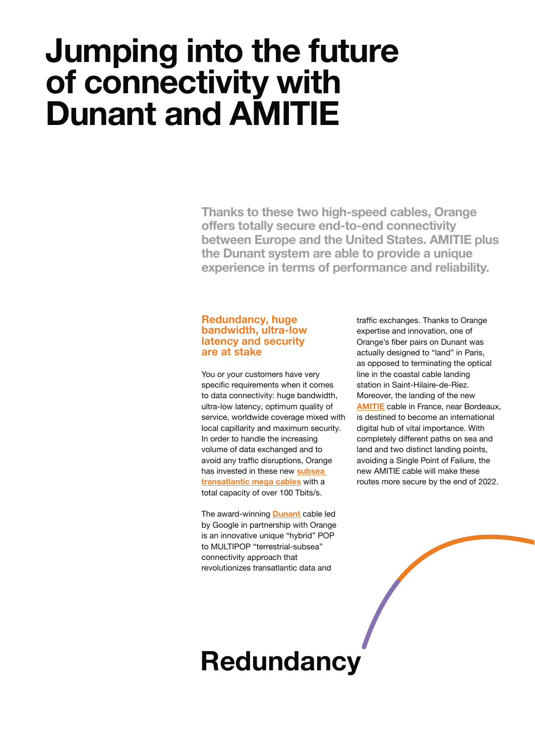# Jumping into the future of connectivity with Dunant and AMITIE

**Thanks to these two high-speed cables, Orange offers totally secure end-to-end connectivity between Europe and the United States. AMITIE plus the Dunant system are able to provide a unique experience in terms of performance and reliability.**

### Redundancy, huge bandwidth, ultra-low latency and security are at stake

You or your customers have very specific requirements when it comes to data connectivity: huge bandwidth, ultra-low latency, optimum quality of service, worldwide coverage mixed with local capillarity and maximum security. In order to handle the increasing volume of data exchanged and to avoid any traffic disruptions, Orange has invested in these new **subsea transatlantic mega cables** with a total capacity of over 100 Tbits/s.

The award-winning **Dunant** cable led by Google in partnership with Orange is an innovative unique "hybrid" POP to MULTIPOP "terrestrial-subsea" connectivity approach that revolutionizes transatlantic data and traffic exchanges. Thanks to Orange expertise and innovation, one of Orange's fiber pairs on Dunant was actually designed to "land" in Paris, as opposed to terminating the optical line in the coastal cable landing station in Saint-Hilaire-de-Riez. Moreover, the landing of the new **AMITIE** cable in France, near Bordeaux, is destined to become an international digital hub of vital importance. With completely different paths on sea and land and two distinct landing points, avoiding a Single Point of Failure, the new AMITIE cable will make these routes more secure by the end of 2022.

## Redundancy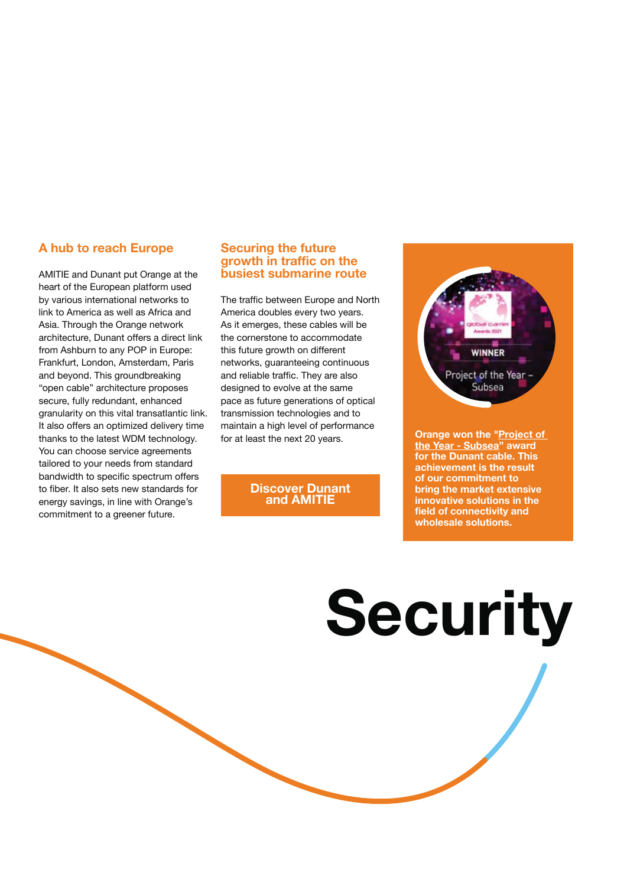## A hub to reach Europe

AMITIE and Dunant put Orange at the heart of the European platform used by various international networks to link to America as well as Africa and Asia. Through the Orange network architecture, Dunant offers a direct link from Ashburn to any POP in Europe: Frankfurt, London, Amsterdam, Paris and beyond. This groundbreaking "open cable" architecture proposes secure, fully redundant, enhanced granularity on this vital transatlantic link. It also offers an optimized delivery time thanks to the latest WDM technology. You can choose service agreements tailored to your needs from standard bandwidth to specific spectrum offers to fiber. It also sets new standards for energy savings, in line with Orange's commitment to a greener future.

## Securing the future growth in traffic on the busiest submarine route

The traffic between Europe and North America doubles every two years. As it emerges, these cables will be the cornerstone to accommodate this future growth on different networks, guaranteeing continuous and reliable traffic. They are also designed to evolve at the same pace as future generations of optical transmission technologies and to maintain a high level of performance for at least the next 20 years.

**Discover Dunant and AMITIE**

global carrier Awards 2021

WINNER

Project of the Year – Subsea

**Orange won the "Project of the Year - Subsea" award for the Dunant cable. This achievement is the result of our commitment to bring the market extensive innovative solutions in the field of connectivity and wholesale solutions.**

# Security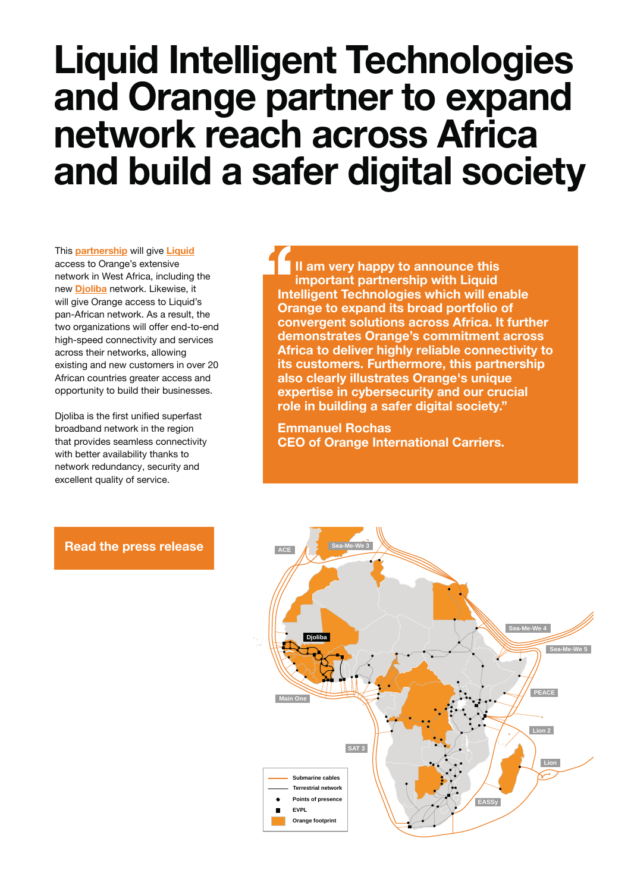# Liquid Intelligent Technologies and Orange partner to expand network reach across Africa and build a safer digital society

This **partnership** will give **Liquid** access to Orange's extensive network in West Africa, including the new **Djoliba** network. Likewise, it will give Orange access to Liquid's pan-African network. As a result, the two organizations will offer end-to-end high-speed connectivity and services across their networks, allowing existing and new customers in over 20 African countries greater access and opportunity to build their businesses.

Djoliba is the first unified superfast broadband network in the region that provides seamless connectivity with better availability thanks to network redundancy, security and excellent quality of service.

> **"I am very happy to announce this important partnership with Liquid Intelligent Technologies which will enable Orange to expand its broad portfolio of convergent solutions across Africa. It further demonstrates Orange's commitment across Africa to deliver highly reliable connectivity to its customers. Furthermore, this partnership also clearly illustrates Orange's unique expertise in cybersecurity and our crucial role in building a safer digital society."**
>
> **Emmanuel Rochas**
> **CEO of Orange International Carriers.**

**Read the press release**

ACE | Sea-Me-We 3 | Sea-Me-We 4 | Sea-Me-We 5 | Djoliba | Main One | PEACE | Lion 2 | SAT 3 | Lion | EASSy

- Submarine cables
- Terrestrial network
- Points of presence
- EVPL
- Orange footprint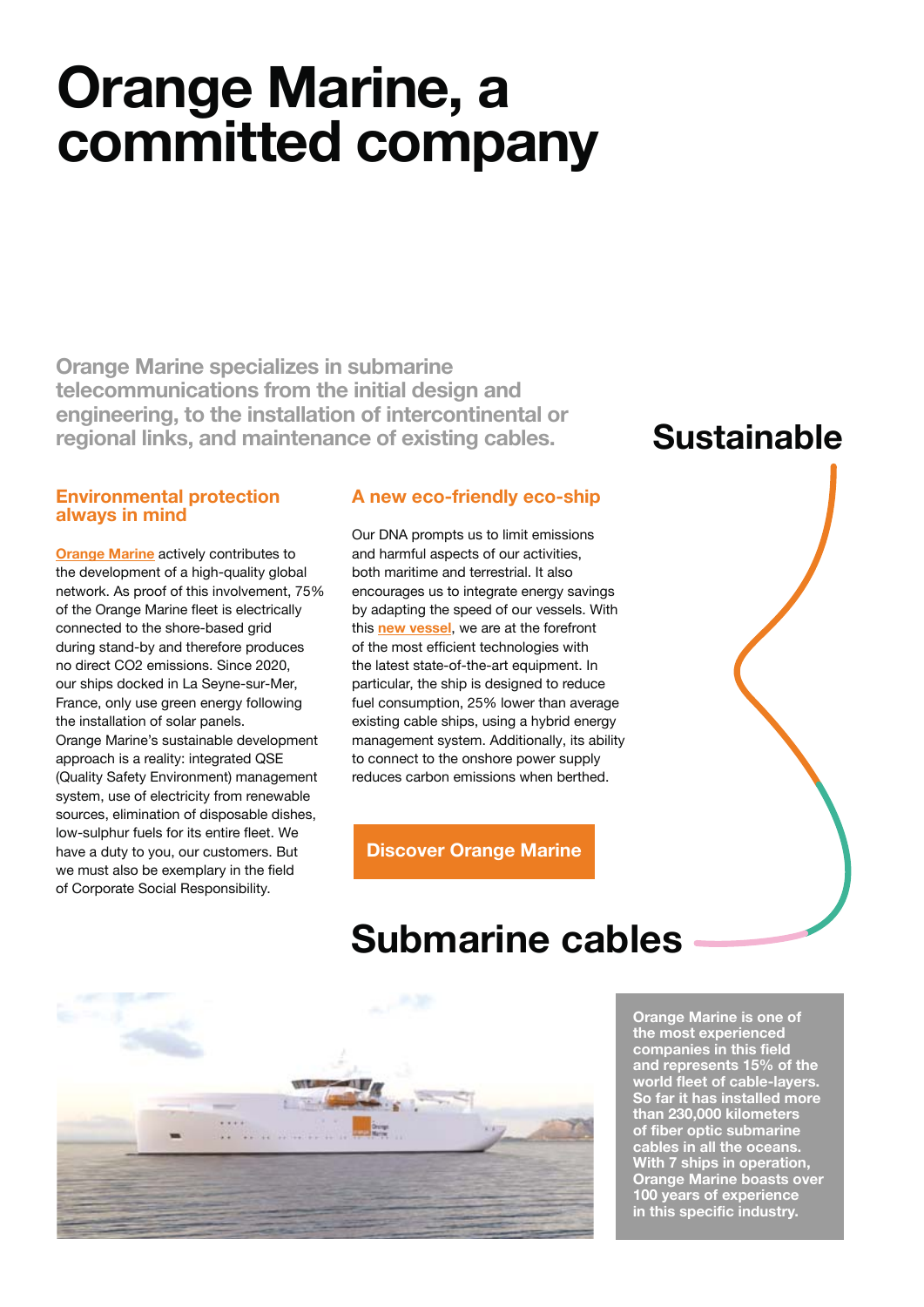# Orange Marine, a committed company

**Orange Marine specializes in submarine telecommunications from the initial design and engineering, to the installation of intercontinental or regional links, and maintenance of existing cables.**

## Sustainable

### Environmental protection always in mind

Orange Marine actively contributes to the development of a high-quality global network. As proof of this involvement, 75% of the Orange Marine fleet is electrically connected to the shore-based grid during stand-by and therefore produces no direct CO2 emissions. Since 2020, our ships docked in La Seyne-sur-Mer, France, only use green energy following the installation of solar panels.
Orange Marine's sustainable development approach is a reality: integrated QSE (Quality Safety Environment) management system, use of electricity from renewable sources, elimination of disposable dishes, low-sulphur fuels for its entire fleet. We have a duty to you, our customers. But we must also be exemplary in the field of Corporate Social Responsibility.

### A new eco-friendly eco-ship

Our DNA prompts us to limit emissions and harmful aspects of our activities, both maritime and terrestrial. It also encourages us to integrate energy savings by adapting the speed of our vessels. With this new vessel, we are at the forefront of the most efficient technologies with the latest state-of-the-art equipment. In particular, the ship is designed to reduce fuel consumption, 25% lower than average existing cable ships, using a hybrid energy management system. Additionally, its ability to connect to the onshore power supply reduces carbon emissions when berthed.

**Discover Orange Marine**

## Submarine cables

**Orange Marine is one of the most experienced companies in this field and represents 15% of the world fleet of cable-layers. So far it has installed more than 230,000 kilometers of fiber optic submarine cables in all the oceans. With 7 ships in operation, Orange Marine boasts over 100 years of experience in this specific industry.**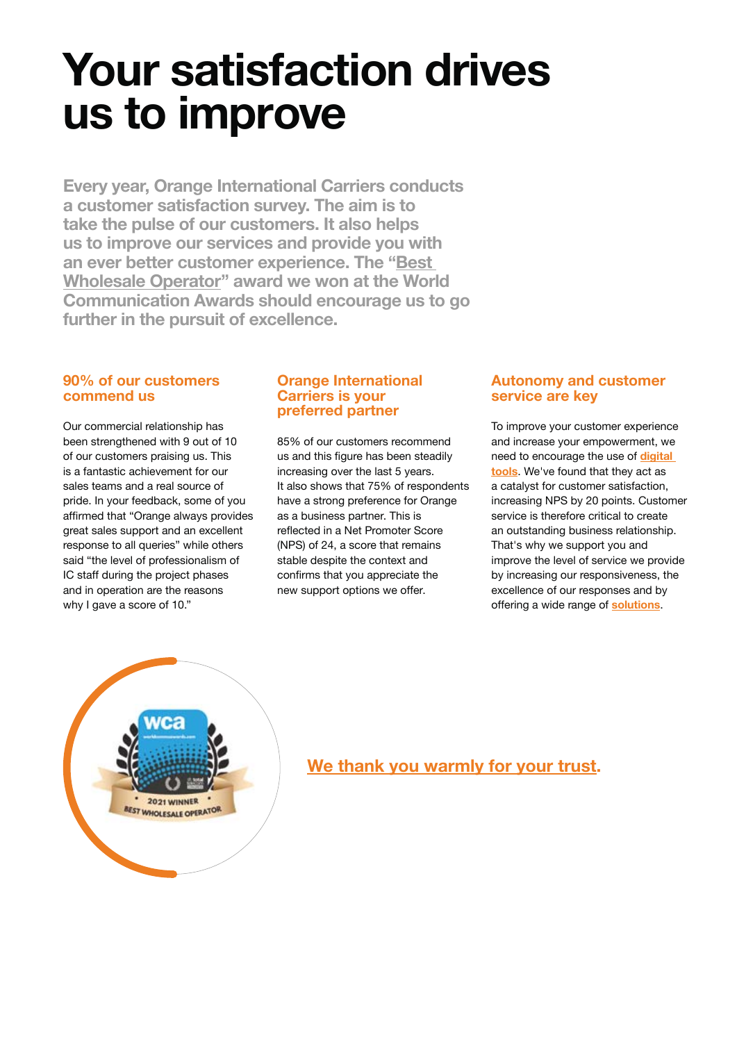# Your satisfaction drives us to improve

**Every year, Orange International Carriers conducts a customer satisfaction survey. The aim is to take the pulse of our customers. It also helps us to improve our services and provide you with an ever better customer experience. The "Best Wholesale Operator" award we won at the World Communication Awards should encourage us to go further in the pursuit of excellence.**

### 90% of our customers commend us

Our commercial relationship has been strengthened with 9 out of 10 of our customers praising us. This is a fantastic achievement for our sales teams and a real source of pride. In your feedback, some of you affirmed that "Orange always provides great sales support and an excellent response to all queries" while others said "the level of professionalism of IC staff during the project phases and in operation are the reasons why I gave a score of 10."

### Orange International Carriers is your preferred partner

85% of our customers recommend us and this figure has been steadily increasing over the last 5 years. It also shows that 75% of respondents have a strong preference for Orange as a business partner. This is reflected in a Net Promoter Score (NPS) of 24, a score that remains stable despite the context and confirms that you appreciate the new support options we offer.

### Autonomy and customer service are key

To improve your customer experience and increase your empowerment, we need to encourage the use of **digital tools**. We've found that they act as a catalyst for customer satisfaction, increasing NPS by 20 points. Customer service is therefore critical to create an outstanding business relationship. That's why we support you and improve the level of service we provide by increasing our responsiveness, the excellence of our responses and by offering a wide range of **solutions**.

**We thank you warmly for your trust.**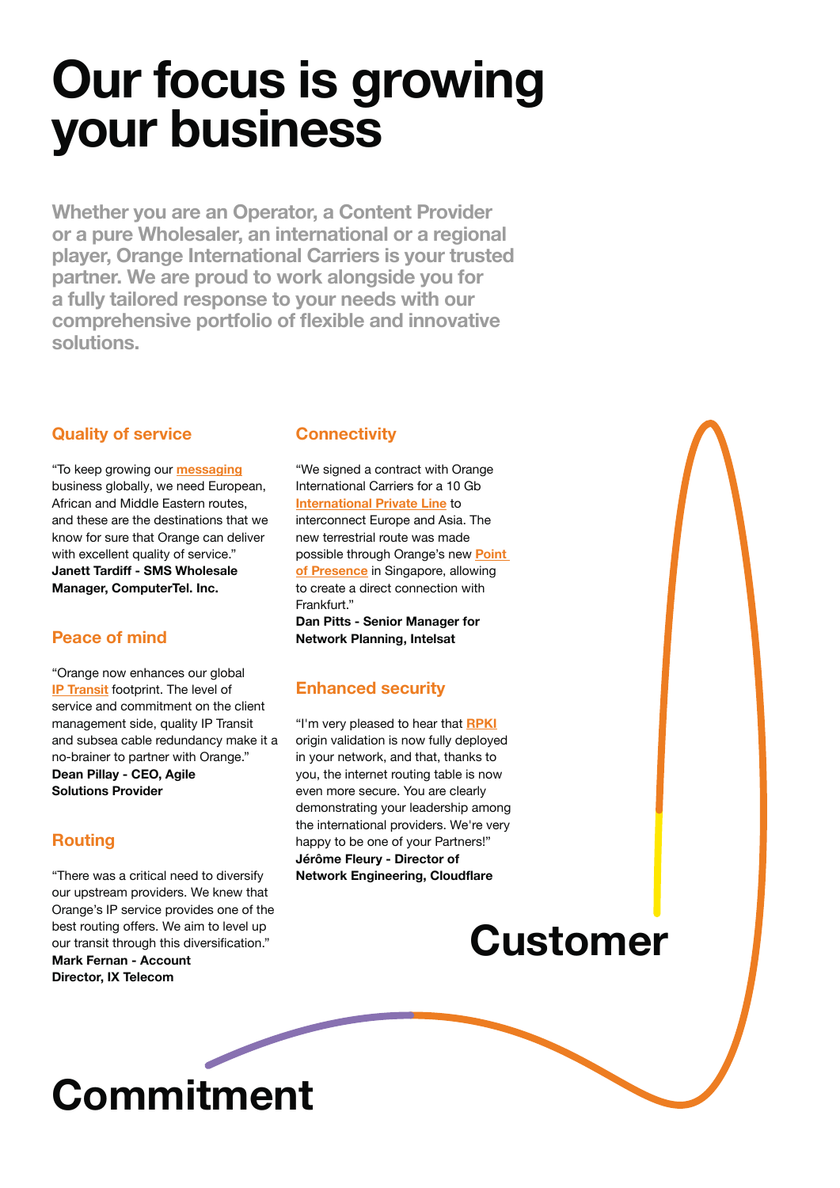# Our focus is growing your business

**Whether you are an Operator, a Content Provider or a pure Wholesaler, an international or a regional player, Orange International Carriers is your trusted partner. We are proud to work alongside you for a fully tailored response to your needs with our comprehensive portfolio of flexible and innovative solutions.**

### Quality of service

"To keep growing our messaging business globally, we need European, African and Middle Eastern routes, and these are the destinations that we know for sure that Orange can deliver with excellent quality of service."
**Janett Tardiff - SMS Wholesale Manager, ComputerTel. Inc.**

### Peace of mind

"Orange now enhances our global IP Transit footprint. The level of service and commitment on the client management side, quality IP Transit and subsea cable redundancy make it a no-brainer to partner with Orange."
**Dean Pillay - CEO, Agile Solutions Provider**

### Routing

"There was a critical need to diversify our upstream providers. We knew that Orange's IP service provides one of the best routing offers. We aim to level up our transit through this diversification."
**Mark Fernan - Account Director, IX Telecom**

### Connectivity

"We signed a contract with Orange International Carriers for a 10 Gb International Private Line to interconnect Europe and Asia. The new terrestrial route was made possible through Orange's new Point of Presence in Singapore, allowing to create a direct connection with Frankfurt."
**Dan Pitts - Senior Manager for Network Planning, Intelsat**

### Enhanced security

"I'm very pleased to hear that RPKI origin validation is now fully deployed in your network, and that, thanks to you, the internet routing table is now even more secure. You are clearly demonstrating your leadership among the international providers. We're very happy to be one of your Partners!"
**Jérôme Fleury - Director of Network Engineering, Cloudflare**

# Customer

# Commitment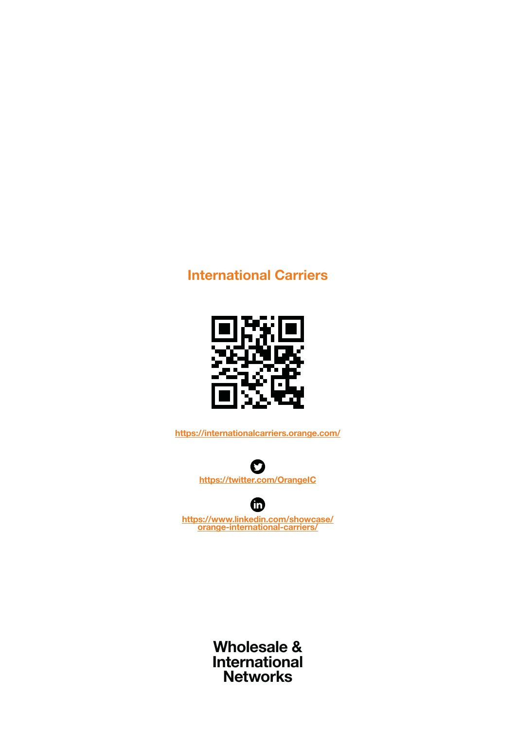## International Carriers

https://internationalcarriers.orange.com/

https://twitter.com/OrangeIC

https://www.linkedin.com/showcase/orange-international-carriers/

**Wholesale & International Networks**